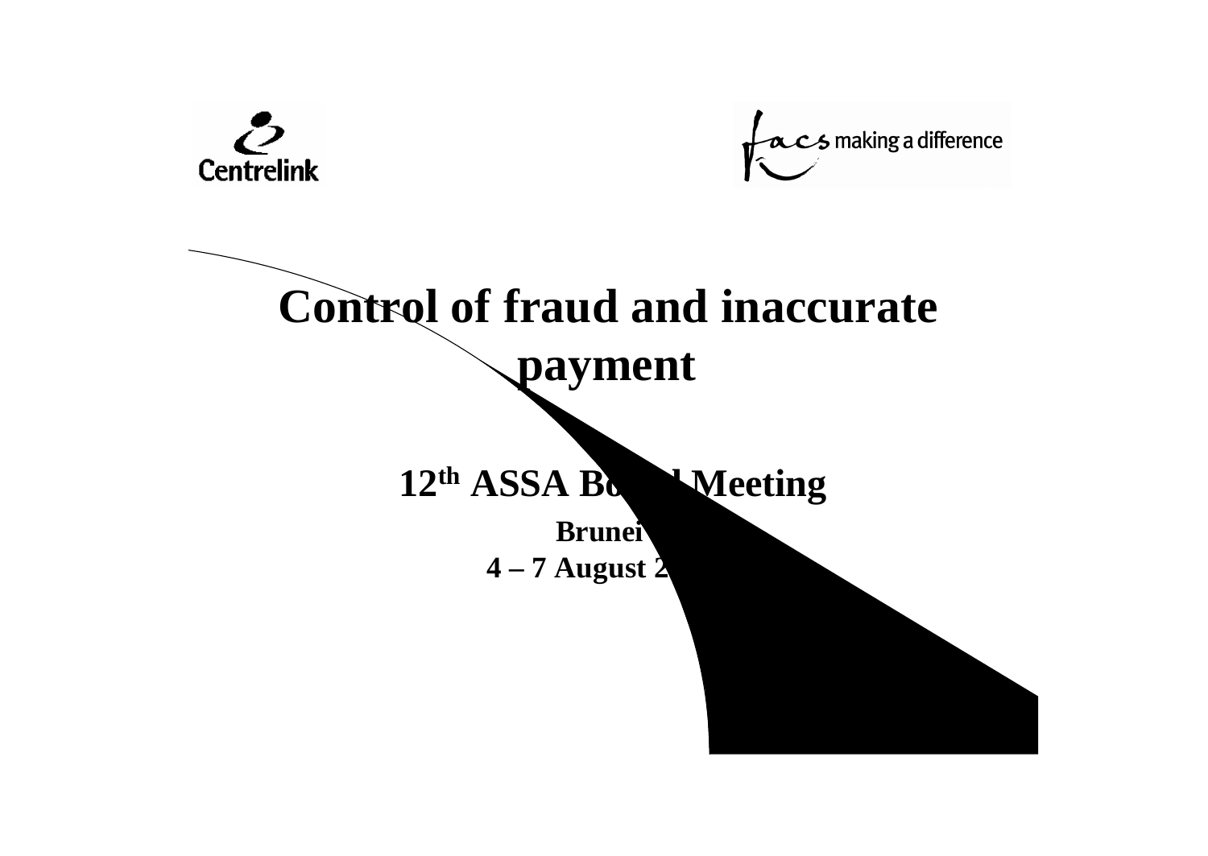Centrelink

facs making a difference

# Control of fraud and inaccurate payment

## 12th ASSA Board Meeting

**Brunei**

**4 – 7 August 2**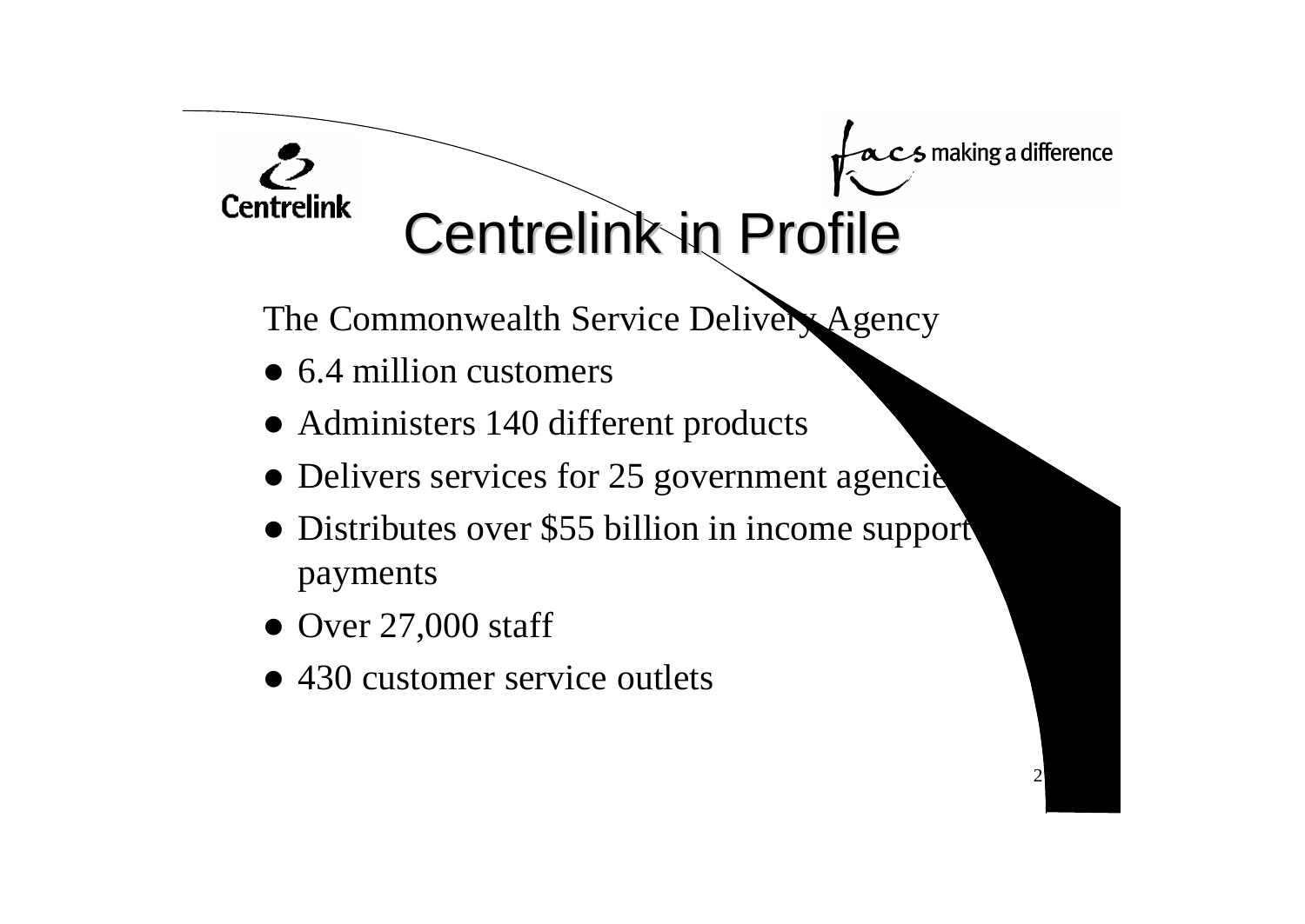# Centrelink in Profile

The Commonwealth Service Delivery Agency

- 6.4 million customers
- Administers 140 different products
- Delivers services for 25 government agencies
- Distributes over $55 billion in income support payments
- Over 27,000 staff
- 430 customer service outlets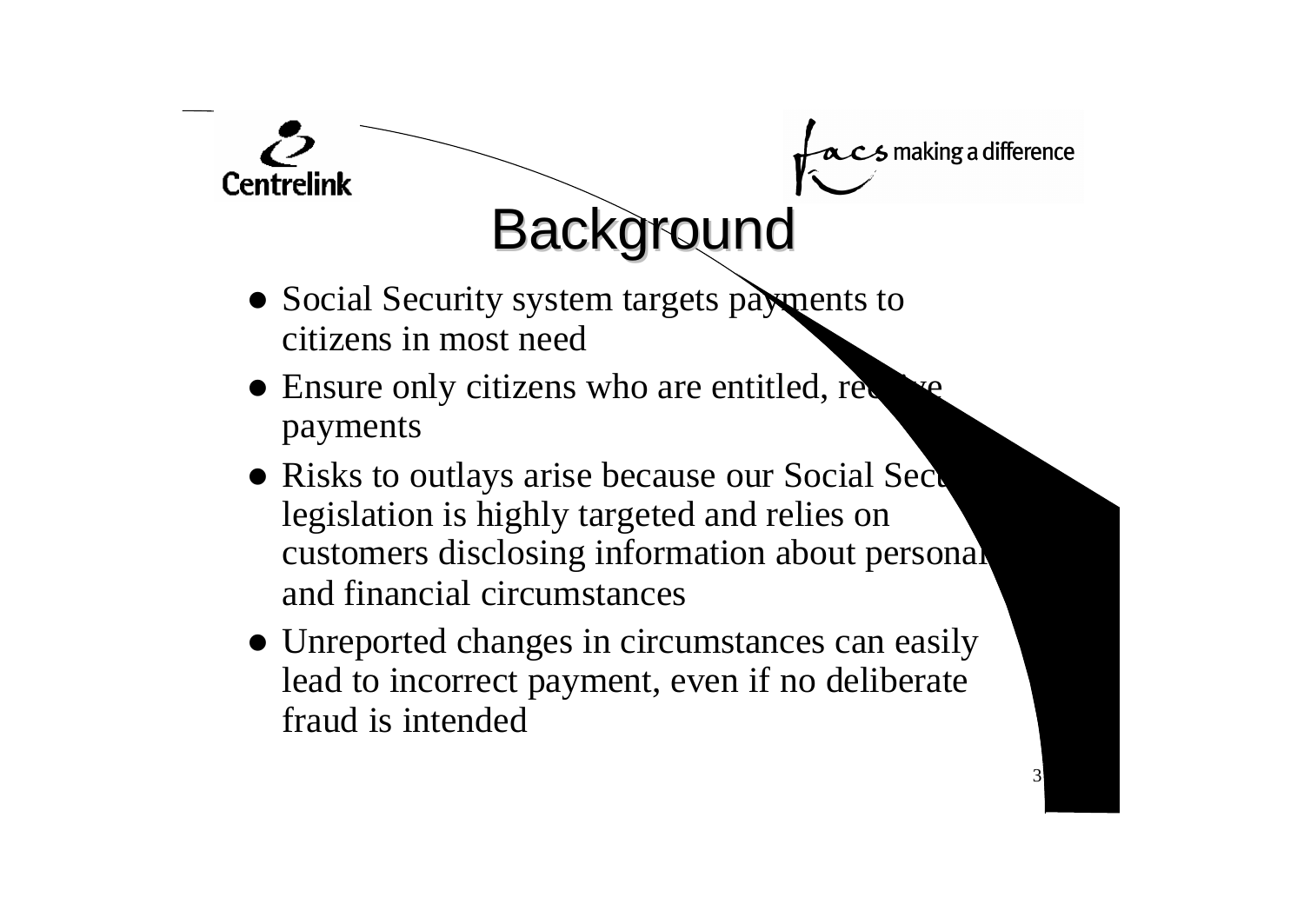# Background

- Social Security system targets payments to citizens in most need
- Ensure only citizens who are entitled, receive payments
- Risks to outlays arise because our Social Security legislation is highly targeted and relies on customers disclosing information about personal and financial circumstances
- Unreported changes in circumstances can easily lead to incorrect payment, even if no deliberate fraud is intended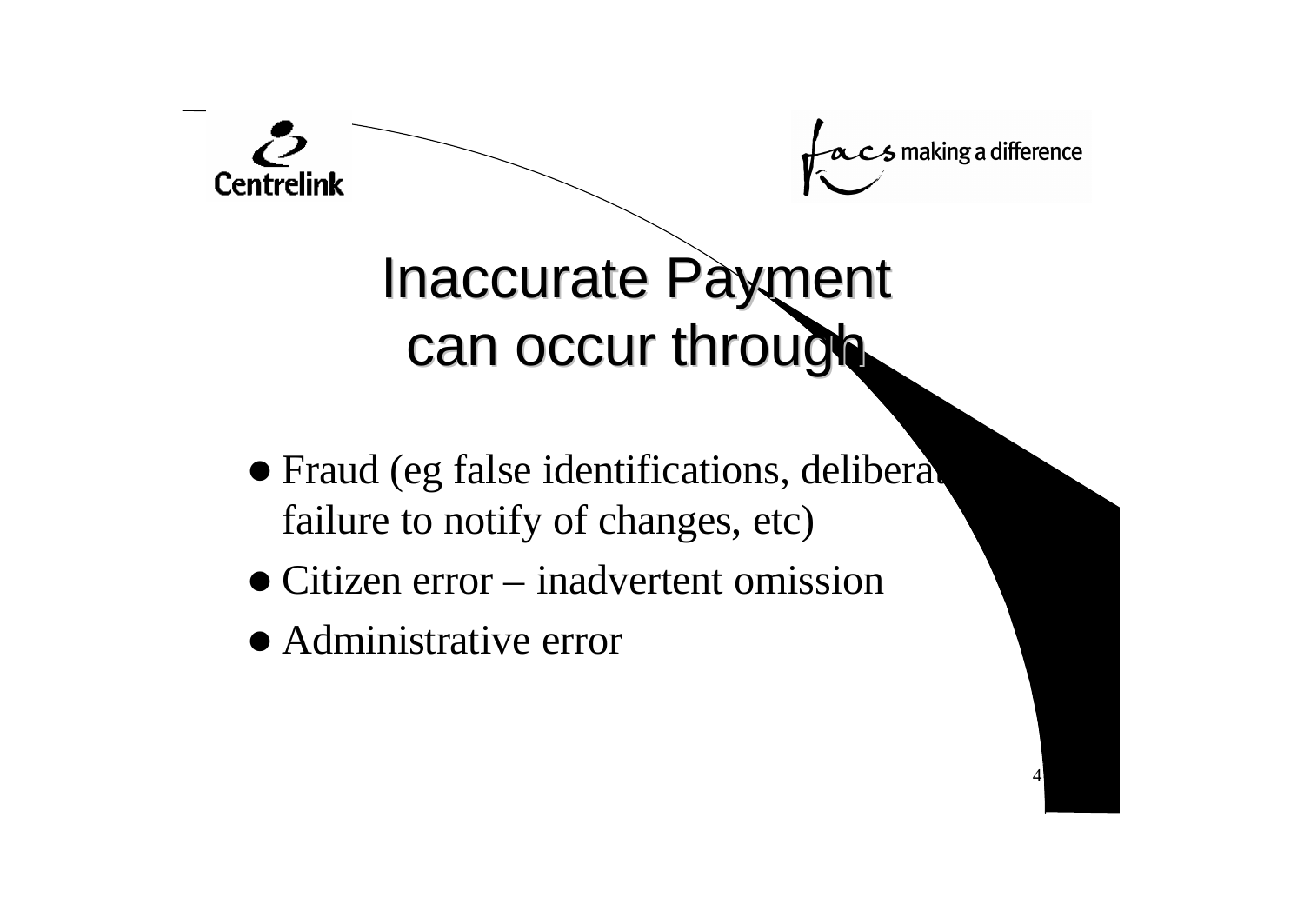# Inaccurate Payment can occur through

- Fraud (eg false identifications, deliberat failure to notify of changes, etc)
- Citizen error – inadvertent omission
- Administrative error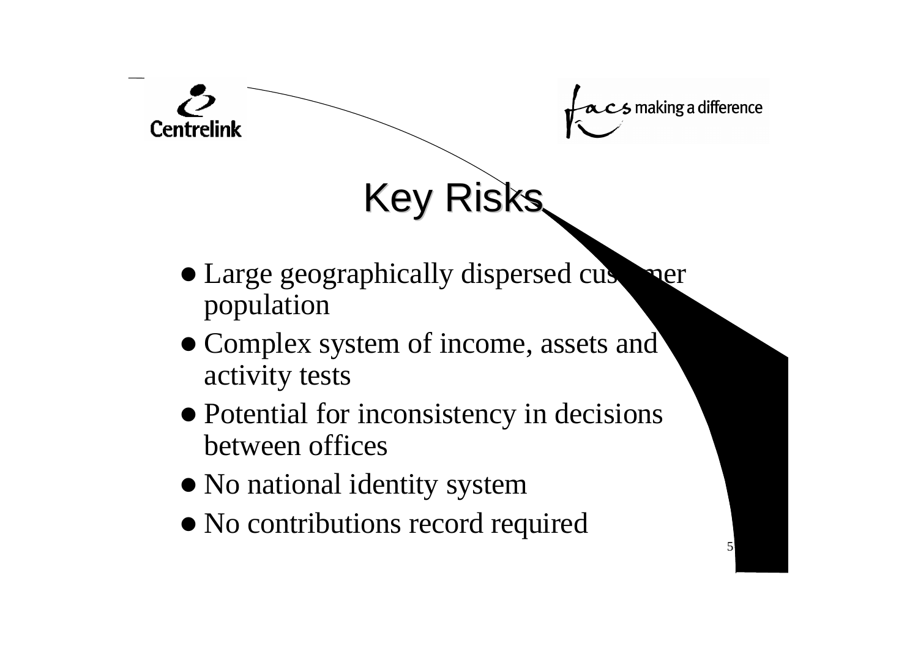# Key Risks

- Large geographically dispersed customer population
- Complex system of income, assets and activity tests
- Potential for inconsistency in decisions between offices
- No national identity system
- No contributions record required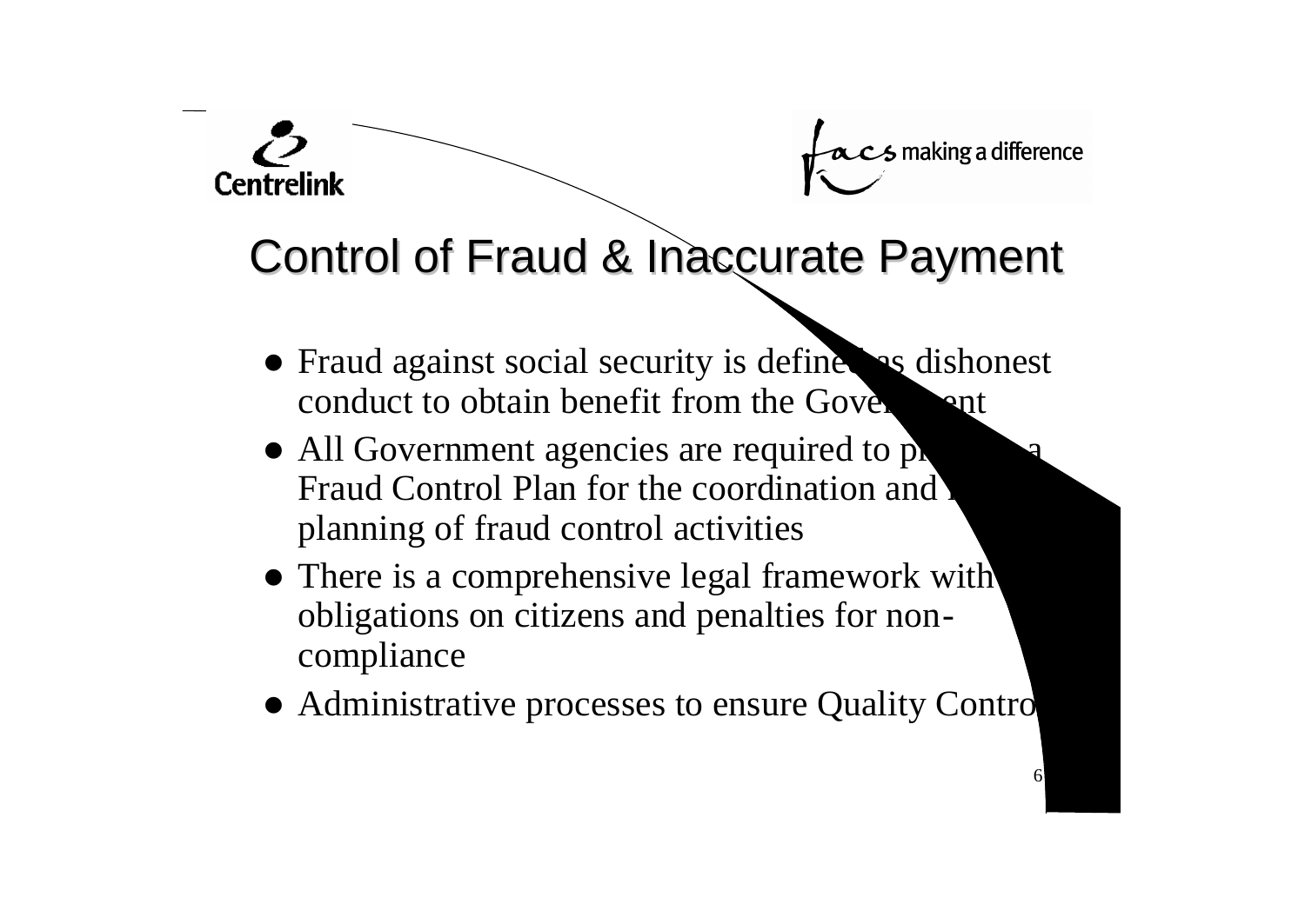# Control of Fraud & Inaccurate Payment

- Fraud against social security is defined as dishonest conduct to obtain benefit from the Government
- All Government agencies are required to pr... a Fraud Control Plan for the coordination and ... planning of fraud control activities
- There is a comprehensive legal framework with ... obligations on citizens and penalties for non-compliance
- Administrative processes to ensure Quality Contro...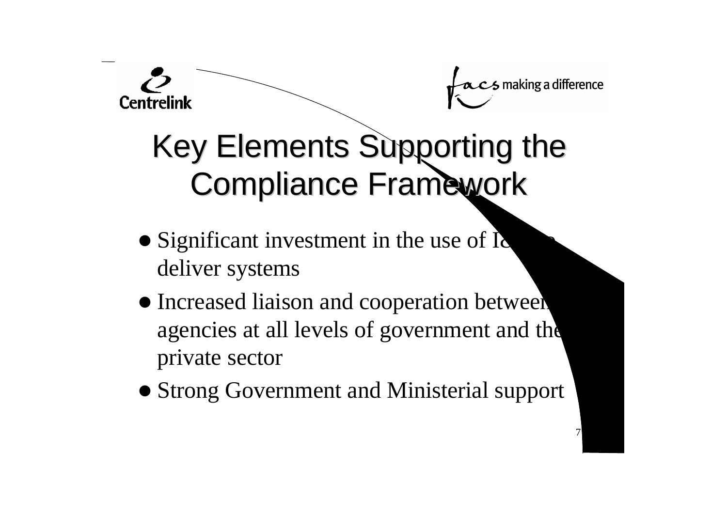# Key Elements Supporting the Compliance Framework

- Significant investment in the use of I&T to deliver systems
- Increased liaison and cooperation between agencies at all levels of government and the private sector
- Strong Government and Ministerial support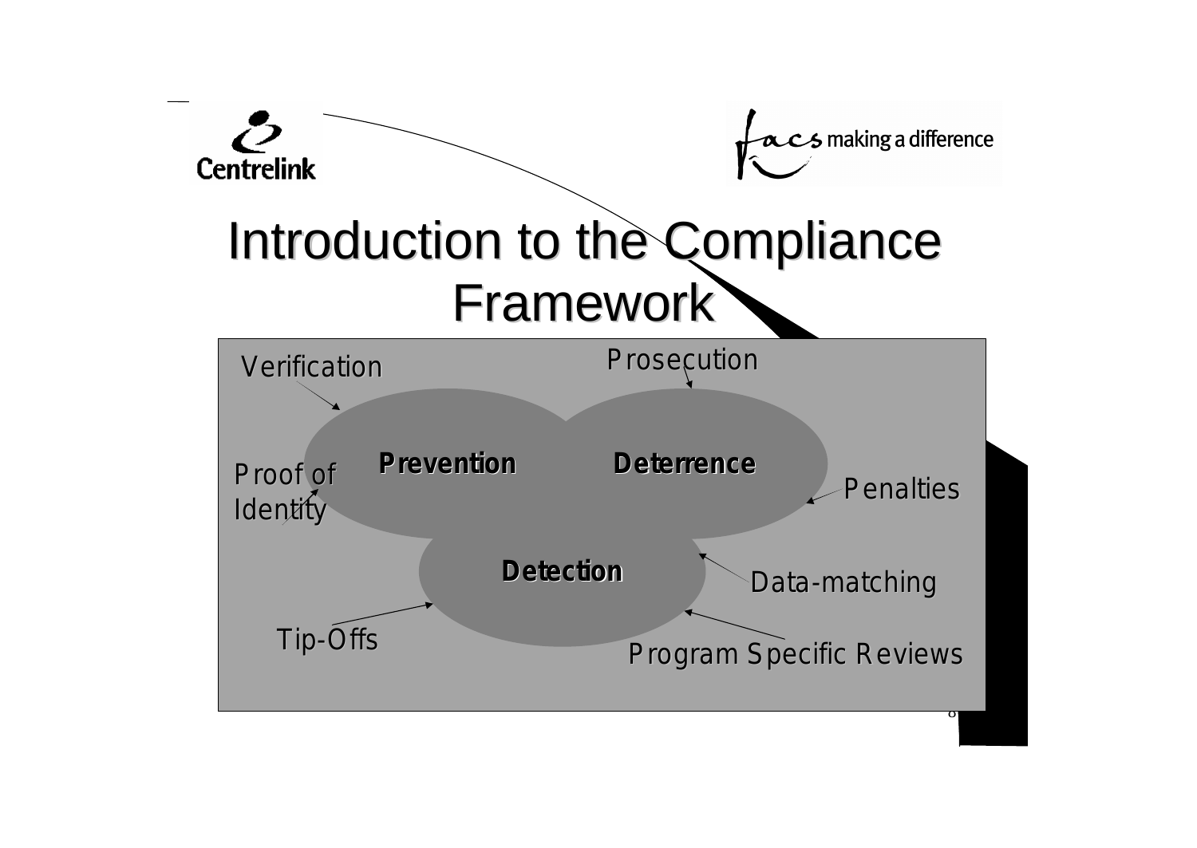# Introduction to the Compliance Framework

- Prevention
  - Verification
  - Proof of Identity
- Deterrence
  - Prosecution
  - Penalties
- Detection
  - Data-matching
  - Program Specific Reviews
  - Tip-Offs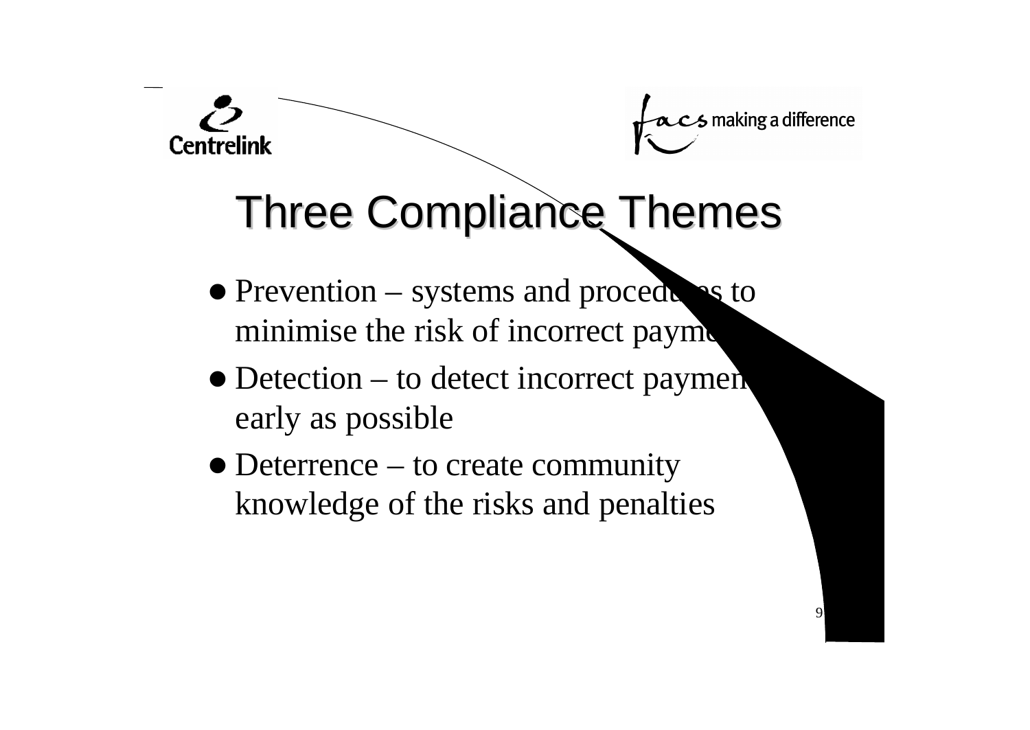# Three Compliance Themes

- Prevention – systems and procedures to minimise the risk of incorrect payme
- Detection – to detect incorrect paymen early as possible
- Deterrence – to create community knowledge of the risks and penalties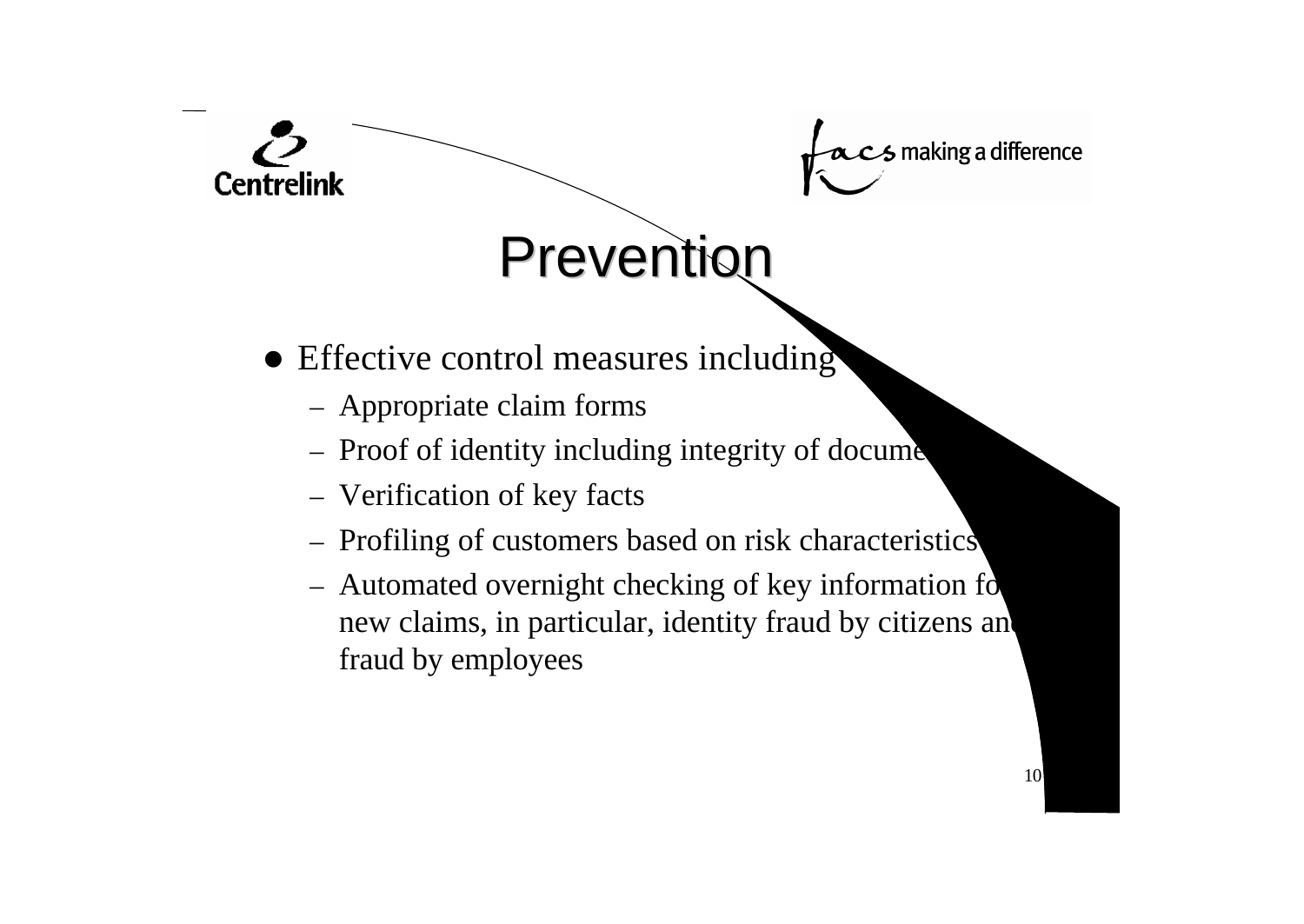# Prevention

- Effective control measures including
  - Appropriate claim forms
  - Proof of identity including integrity of docume
  - Verification of key facts
  - Profiling of customers based on risk characteristics
  - Automated overnight checking of key information fo new claims, in particular, identity fraud by citizens an fraud by employees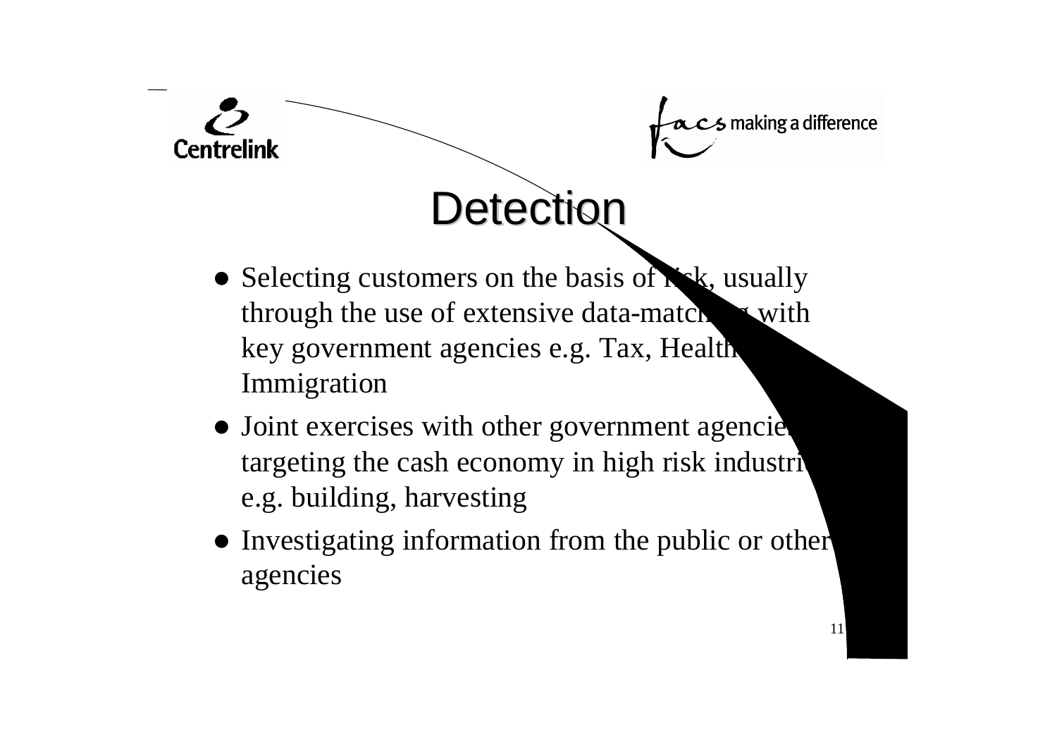# Detection

- Selecting customers on the basis of risk, usually through the use of extensive data-matching with key government agencies e.g. Tax, Health, Immigration
- Joint exercises with other government agencies targeting the cash economy in high risk industries e.g. building, harvesting
- Investigating information from the public or other agencies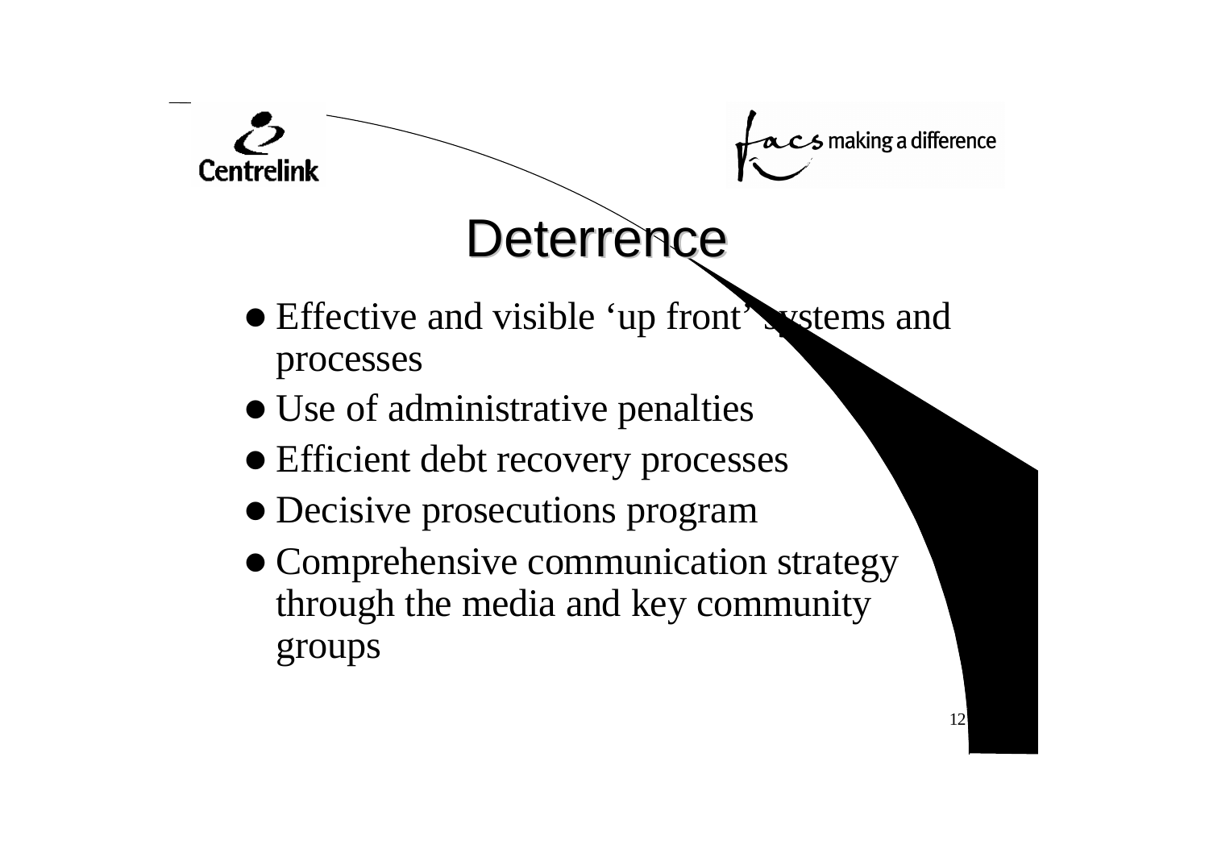# Deterrence

- Effective and visible 'up front' systems and processes
- Use of administrative penalties
- Efficient debt recovery processes
- Decisive prosecutions program
- Comprehensive communication strategy through the media and key community groups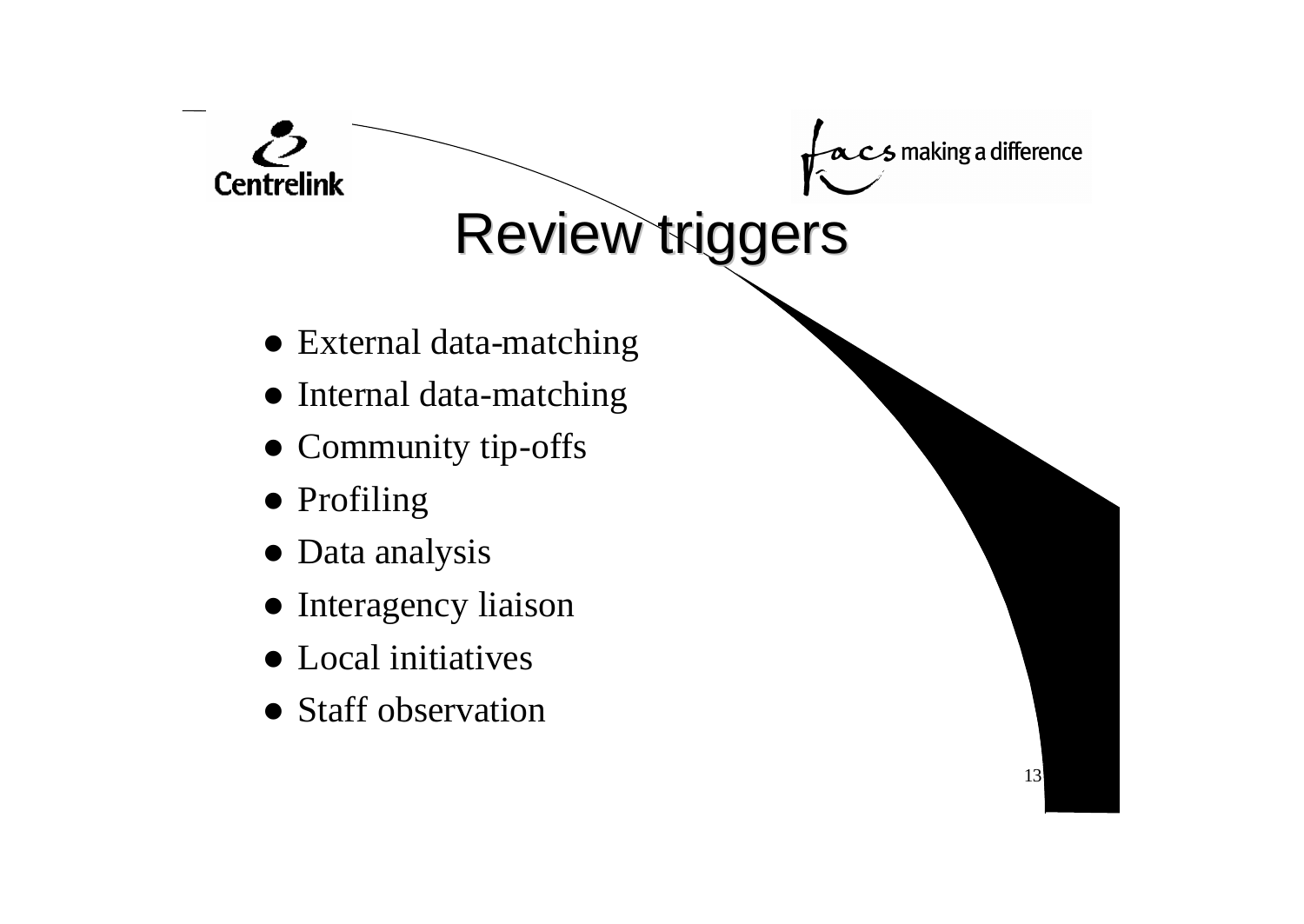# Review triggers

- External data-matching
- Internal data-matching
- Community tip-offs
- Profiling
- Data analysis
- Interagency liaison
- Local initiatives
- Staff observation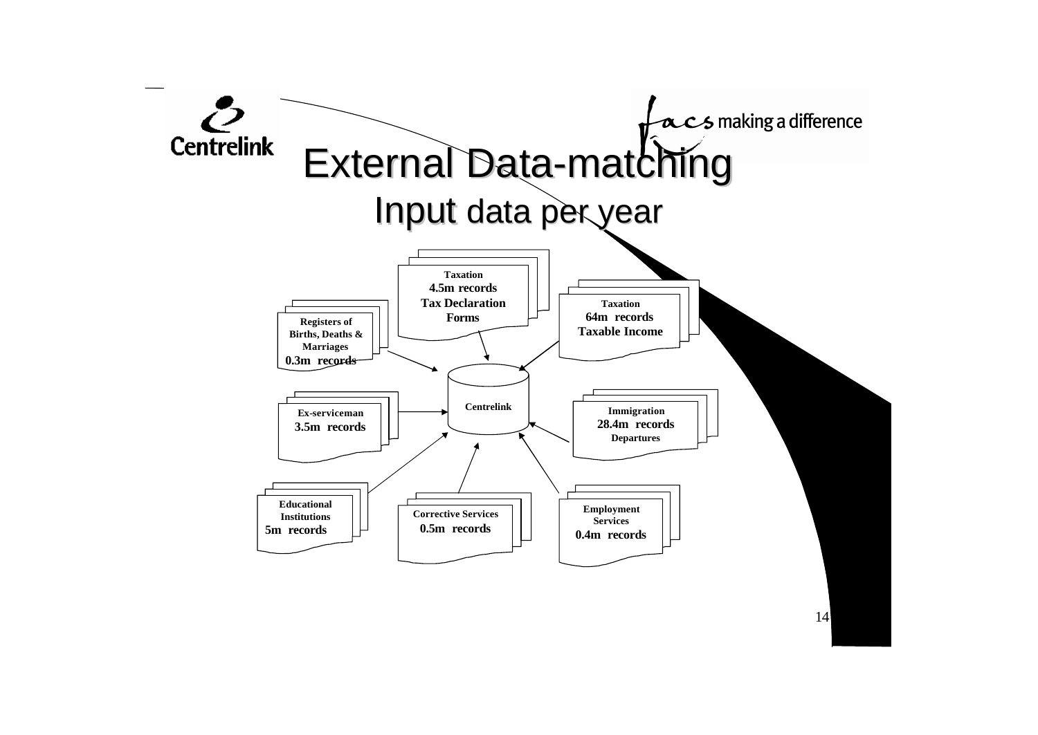# External Data-matching

## Input data per year

- **Taxation** – 4.5m records – Tax Declaration Forms
- **Taxation** – 64m records – Taxable Income
- **Registers of Births, Deaths & Marriages** – 0.3m records
- **Ex-serviceman** – 3.5m records
- **Immigration** – 28.4m records – Departures
- **Educational Institutions** – 5m records
- **Corrective Services** – 0.5m records
- **Employment Services** – 0.4m records

All of the above feed into **Centrelink**.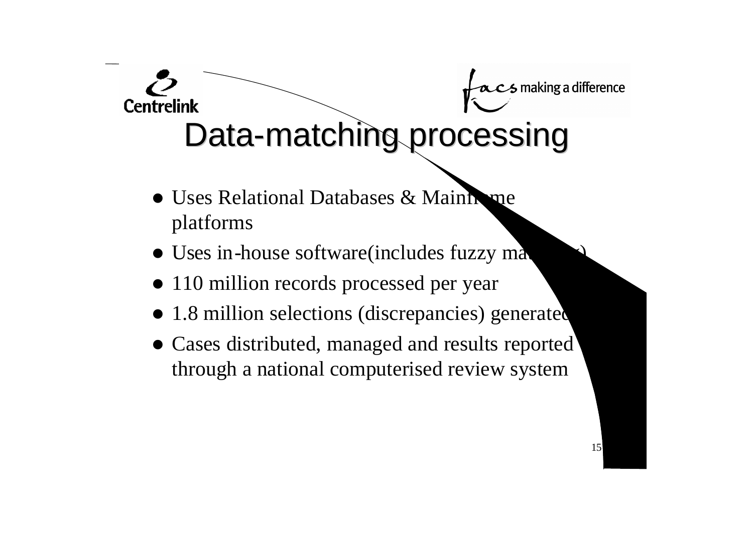# Data-matching processing

- Uses Relational Databases & Mainframe platforms
- Uses in-house software(includes fuzzy matching)
- 110 million records processed per year
- 1.8 million selections (discrepancies) generated
- Cases distributed, managed and results reported through a national computerised review system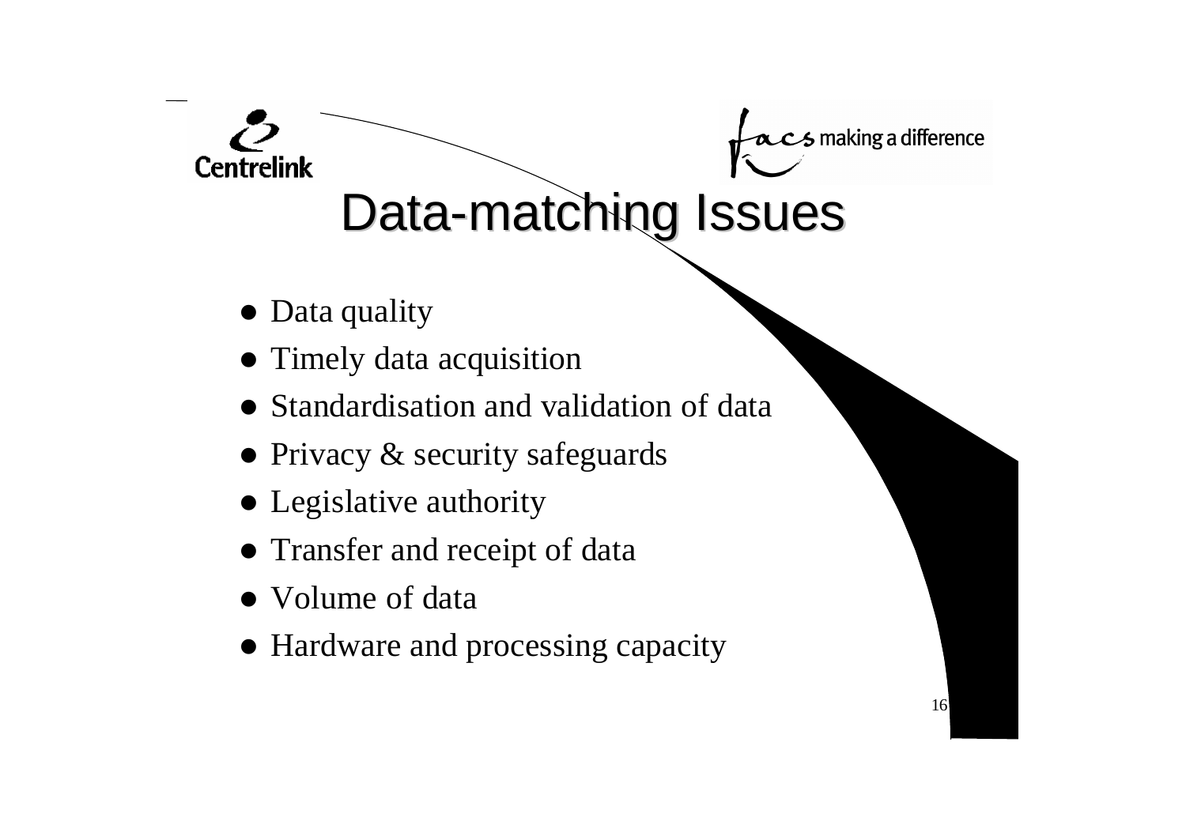# Data-matching Issues

- Data quality
- Timely data acquisition
- Standardisation and validation of data
- Privacy & security safeguards
- Legislative authority
- Transfer and receipt of data
- Volume of data
- Hardware and processing capacity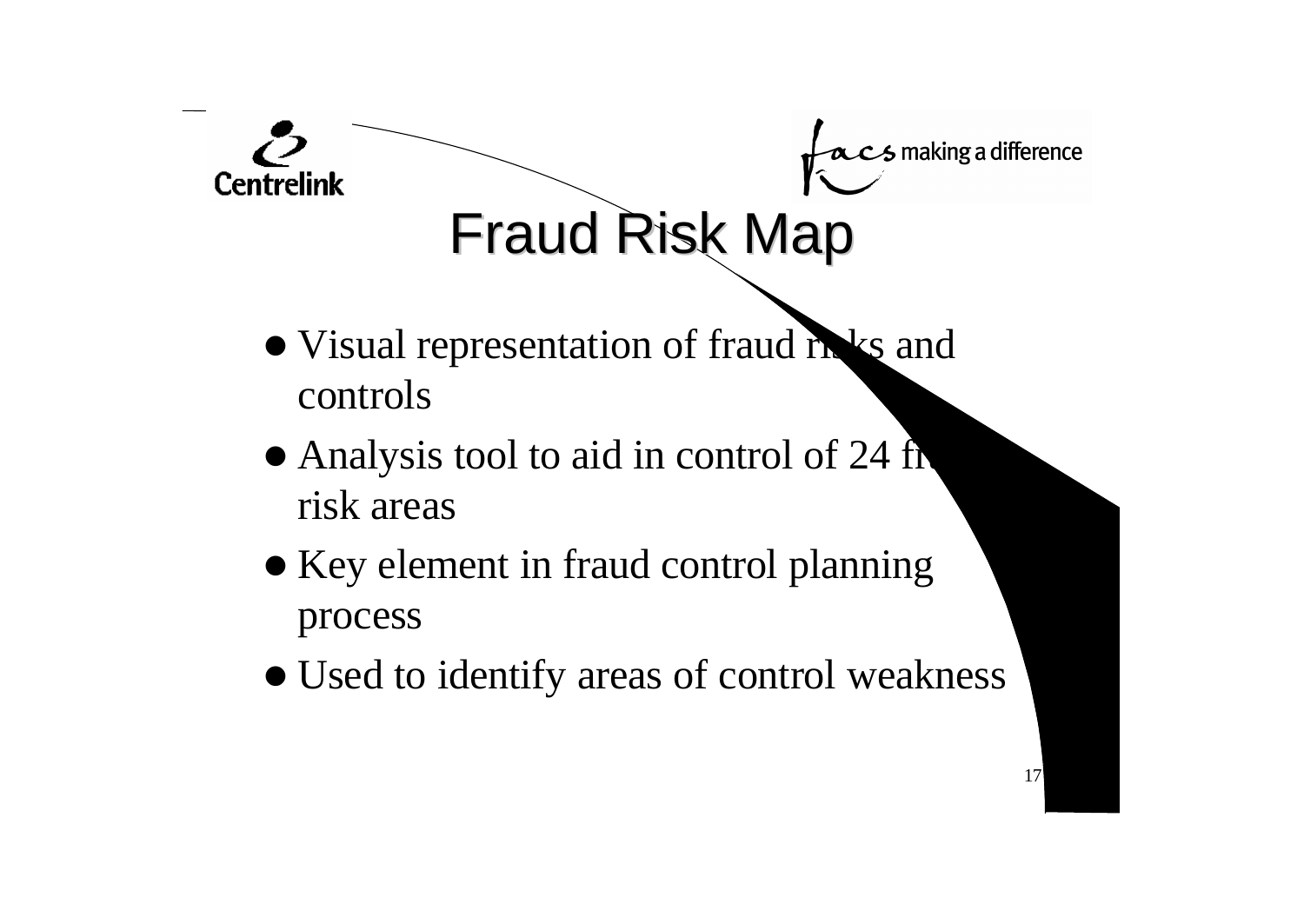# Fraud Risk Map

- Visual representation of fraud risks and controls
- Analysis tool to aid in control of 24 fraud risk areas
- Key element in fraud control planning process
- Used to identify areas of control weakness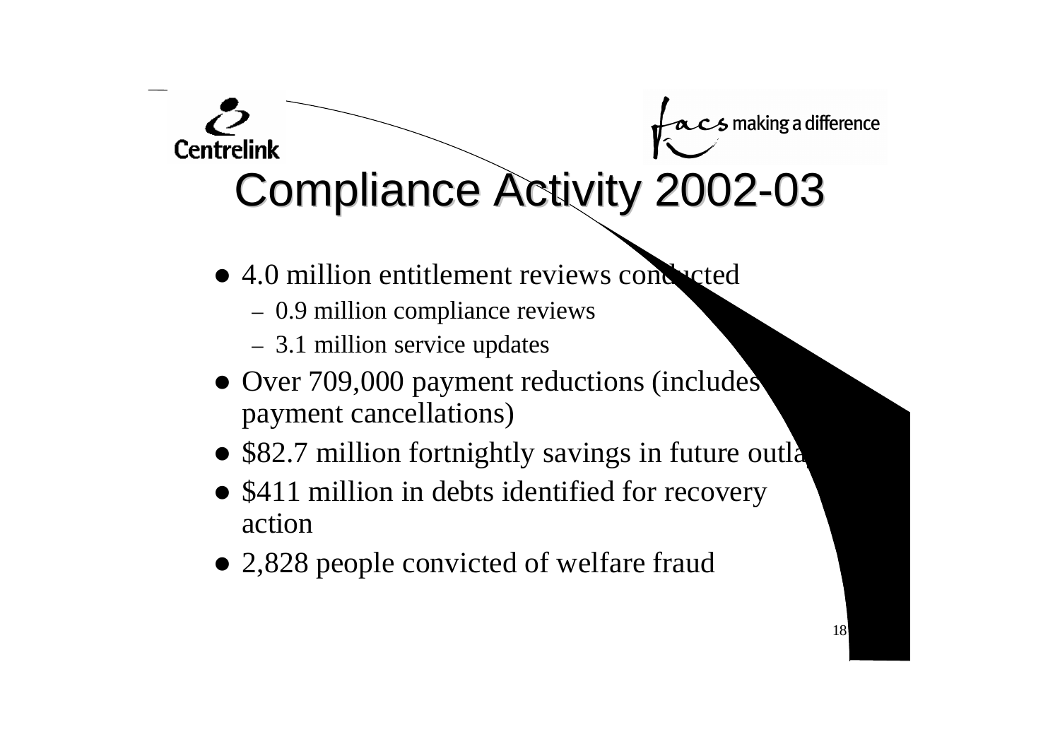# Compliance Activity 2002-03

- 4.0 million entitlement reviews conducted
  - 0.9 million compliance reviews
  - 3.1 million service updates
- Over 709,000 payment reductions (includes payment cancellations)
- $82.7 million fortnightly savings in future outlays
- $411 million in debts identified for recovery action
- 2,828 people convicted of welfare fraud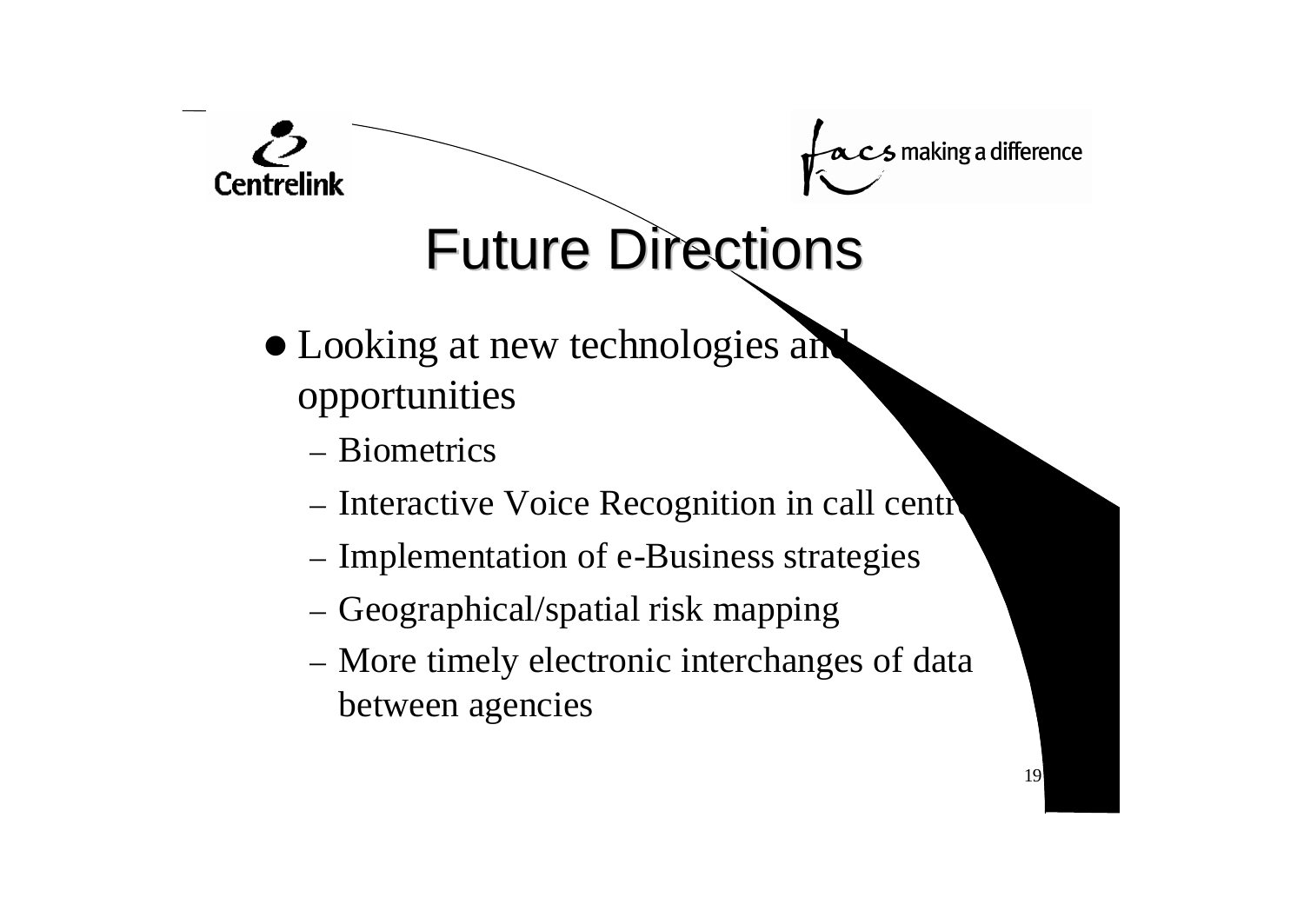# Future Directions

- Looking at new technologies and opportunities
  - Biometrics
  - Interactive Voice Recognition in call centr
  - Implementation of e-Business strategies
  - Geographical/spatial risk mapping
  - More timely electronic interchanges of data between agencies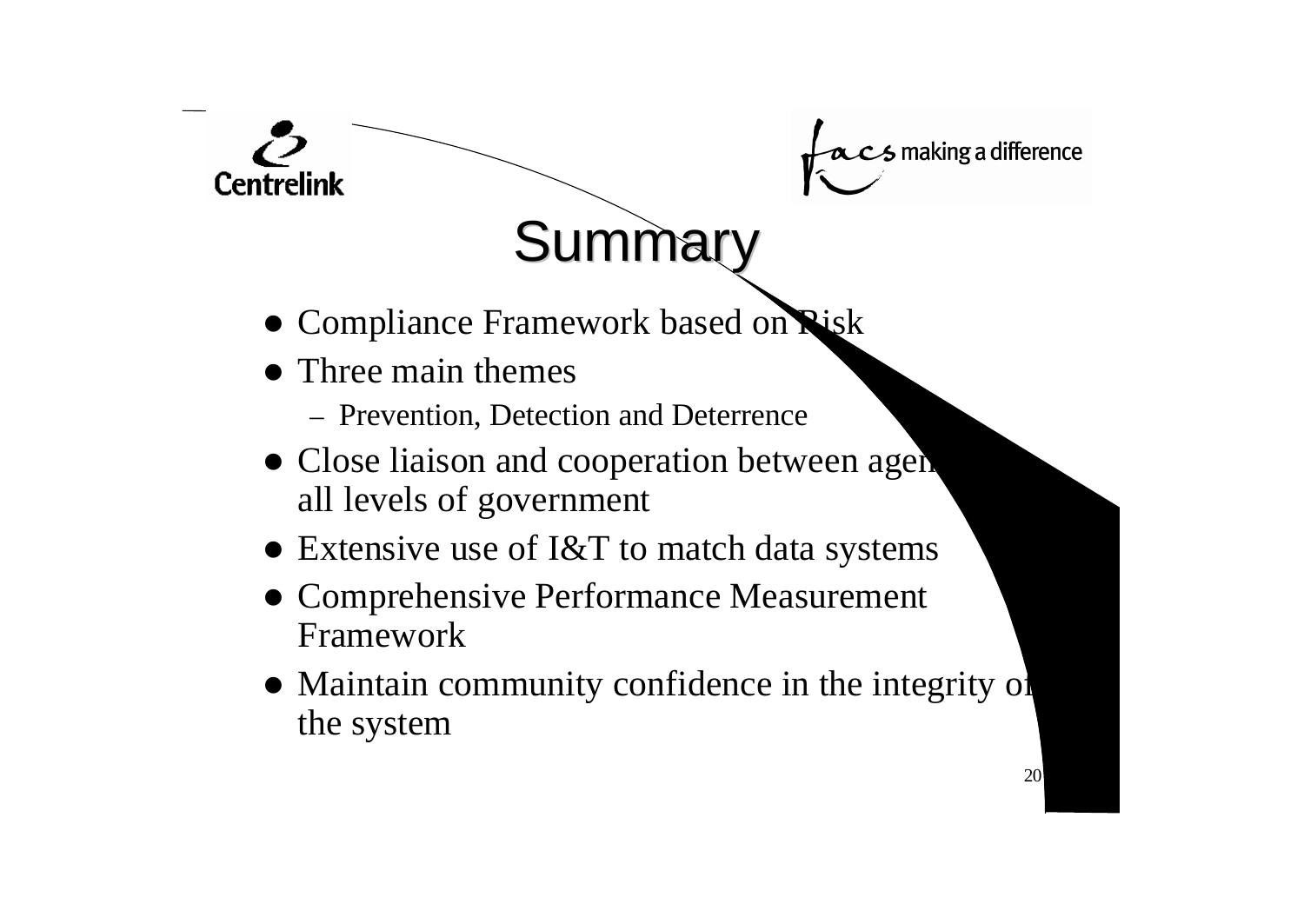# Summary

- Compliance Framework based on Risk
- Three main themes
  - Prevention, Detection and Deterrence
- Close liaison and cooperation between agen all levels of government
- Extensive use of I&T to match data systems
- Comprehensive Performance Measurement Framework
- Maintain community confidence in the integrity of the system